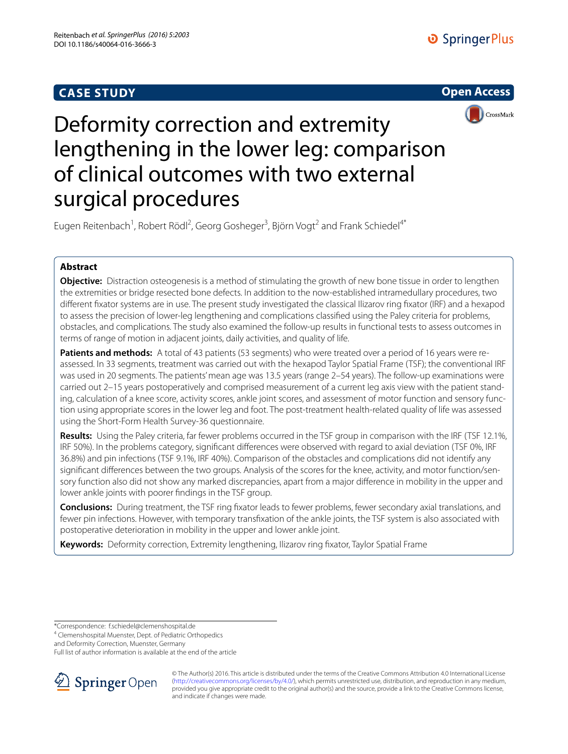CASE STUDY

Open Access

# Deformity correction and extremity lengthening in the lower leg: comparison of clinical outcomes with two external surgical procedures

Eugen Reitenbach[1], Robert Rödl[2], Georg Gosheger[3], Björn Vogt[2] and Frank Schiedel[4*]

## Abstract

**Objective:** Distraction osteogenesis is a method of stimulating the growth of new bone tissue in order to lengthen the extremities or bridge resected bone defects. In addition to the now-established intramedullary procedures, two different fixator systems are in use. The present study investigated the classical Ilizarov ring fixator (IRF) and a hexapod to assess the precision of lower-leg lengthening and complications classified using the Paley criteria for problems, obstacles, and complications. The study also examined the follow-up results in functional tests to assess outcomes in terms of range of motion in adjacent joints, daily activities, and quality of life.

**Patients and methods:** A total of 43 patients (53 segments) who were treated over a period of 16 years were re-assessed. In 33 segments, treatment was carried out with the hexapod Taylor Spatial Frame (TSF); the conventional IRF was used in 20 segments. The patients' mean age was 13.5 years (range 2–54 years). The follow-up examinations were carried out 2–15 years postoperatively and comprised measurement of a current leg axis view with the patient standing, calculation of a knee score, activity scores, ankle joint scores, and assessment of motor function and sensory function using appropriate scores in the lower leg and foot. The post-treatment health-related quality of life was assessed using the Short-Form Health Survey-36 questionnaire.

**Results:** Using the Paley criteria, far fewer problems occurred in the TSF group in comparison with the IRF (TSF 12.1%, IRF 50%). In the problems category, significant differences were observed with regard to axial deviation (TSF 0%, IRF 36.8%) and pin infections (TSF 9.1%, IRF 40%). Comparison of the obstacles and complications did not identify any significant differences between the two groups. Analysis of the scores for the knee, activity, and motor function/sensory function also did not show any marked discrepancies, apart from a major difference in mobility in the upper and lower ankle joints with poorer findings in the TSF group.

**Conclusions:** During treatment, the TSF ring fixator leads to fewer problems, fewer secondary axial translations, and fewer pin infections. However, with temporary transfixation of the ankle joints, the TSF system is also associated with postoperative deterioration in mobility in the upper and lower ankle joint.

**Keywords:** Deformity correction, Extremity lengthening, Ilizarov ring fixator, Taylor Spatial Frame

*Correspondence: f.schiedel@clemenshospital.de
[4] Clemenshospital Muenster, Dept. of Pediatric Orthopedics and Deformity Correction, Muenster, Germany
Full list of author information is available at the end of the article

© The Author(s) 2016. This article is distributed under the terms of the Creative Commons Attribution 4.0 International License (http://creativecommons.org/licenses/by/4.0/), which permits unrestricted use, distribution, and reproduction in any medium, provided you give appropriate credit to the original author(s) and the source, provide a link to the Creative Commons license, and indicate if changes were made.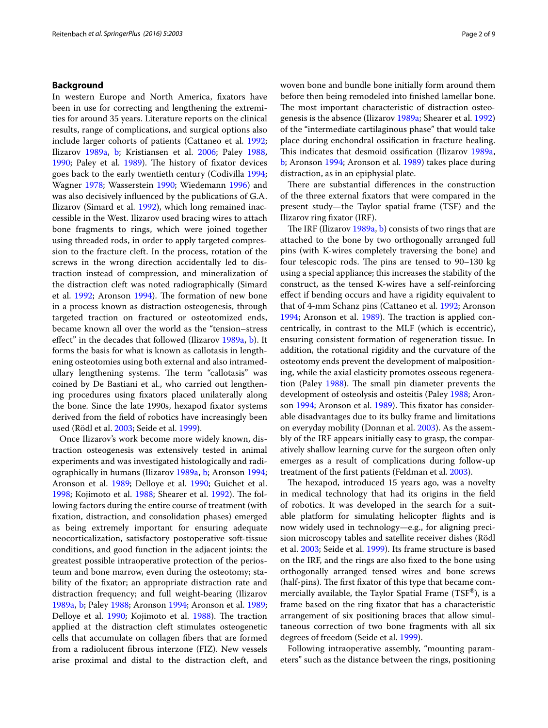## Background

In western Europe and North America, fixators have been in use for correcting and lengthening the extremities for around 35 years. Literature reports on the clinical results, range of complications, and surgical options also include larger cohorts of patients (Cattaneo et al. 1992; Ilizarov 1989a, b; Kristiansen et al. 2006; Paley 1988, 1990; Paley et al. 1989). The history of fixator devices goes back to the early twentieth century (Codivilla 1994; Wagner 1978; Wasserstein 1990; Wiedemann 1996) and was also decisively influenced by the publications of G.A. Ilizarov (Simard et al. 1992), which long remained inaccessible in the West. Ilizarov used bracing wires to attach bone fragments to rings, which were joined together using threaded rods, in order to apply targeted compression to the fracture cleft. In the process, rotation of the screws in the wrong direction accidentally led to distraction instead of compression, and mineralization of the distraction cleft was noted radiographically (Simard et al. 1992; Aronson 1994). The formation of new bone in a process known as distraction osteogenesis, through targeted traction on fractured or osteotomized ends, became known all over the world as the "tension–stress effect" in the decades that followed (Ilizarov 1989a, b). It forms the basis for what is known as callotasis in lengthening osteotomies using both external and also intramedullary lengthening systems. The term "callotasis" was coined by De Bastiani et al., who carried out lengthening procedures using fixators placed unilaterally along the bone. Since the late 1990s, hexapod fixator systems derived from the field of robotics have increasingly been used (Rödl et al. 2003; Seide et al. 1999).

Once Ilizarov's work become more widely known, distraction osteogenesis was extensively tested in animal experiments and was investigated histologically and radiographically in humans (Ilizarov 1989a, b; Aronson 1994; Aronson et al. 1989; Delloye et al. 1990; Guichet et al. 1998; Kojimoto et al. 1988; Shearer et al. 1992). The following factors during the entire course of treatment (with fixation, distraction, and consolidation phases) emerged as being extremely important for ensuring adequate neocorticalization, satisfactory postoperative soft-tissue conditions, and good function in the adjacent joints: the greatest possible intraoperative protection of the periosteum and bone marrow, even during the osteotomy; stability of the fixator; an appropriate distraction rate and distraction frequency; and full weight-bearing (Ilizarov 1989a, b; Paley 1988; Aronson 1994; Aronson et al. 1989; Delloye et al. 1990; Kojimoto et al. 1988). The traction applied at the distraction cleft stimulates osteogenetic cells that accumulate on collagen fibers that are formed from a radiolucent fibrous interzone (FIZ). New vessels arise proximal and distal to the distraction cleft, and woven bone and bundle bone initially form around them before then being remodeled into finished lamellar bone. The most important characteristic of distraction osteogenesis is the absence (Ilizarov 1989a; Shearer et al. 1992) of the "intermediate cartilaginous phase" that would take place during enchondral ossification in fracture healing. This indicates that desmoid ossification (Ilizarov 1989a, b; Aronson 1994; Aronson et al. 1989) takes place during distraction, as in an epiphysial plate.

There are substantial differences in the construction of the three external fixators that were compared in the present study—the Taylor spatial frame (TSF) and the Ilizarov ring fixator (IRF).

The IRF (Ilizarov 1989a, b) consists of two rings that are attached to the bone by two orthogonally arranged full pins (with K-wires completely traversing the bone) and four telescopic rods. The pins are tensed to 90–130 kg using a special appliance; this increases the stability of the construct, as the tensed K-wires have a self-reinforcing effect if bending occurs and have a rigidity equivalent to that of 4-mm Schanz pins (Cattaneo et al. 1992; Aronson 1994; Aronson et al. 1989). The traction is applied concentrically, in contrast to the MLF (which is eccentric), ensuring consistent formation of regeneration tissue. In addition, the rotational rigidity and the curvature of the osteotomy ends prevent the development of malpositioning, while the axial elasticity promotes osseous regeneration (Paley 1988). The small pin diameter prevents the development of osteolysis and osteitis (Paley 1988; Aronson 1994; Aronson et al. 1989). This fixator has considerable disadvantages due to its bulky frame and limitations on everyday mobility (Donnan et al. 2003). As the assembly of the IRF appears initially easy to grasp, the comparatively shallow learning curve for the surgeon often only emerges as a result of complications during follow-up treatment of the first patients (Feldman et al. 2003).

The hexapod, introduced 15 years ago, was a novelty in medical technology that had its origins in the field of robotics. It was developed in the search for a suitable platform for simulating helicopter flights and is now widely used in technology—e.g., for aligning precision microscopy tables and satellite receiver dishes (Rödl et al. 2003; Seide et al. 1999). Its frame structure is based on the IRF, and the rings are also fixed to the bone using orthogonally arranged tensed wires and bone screws (half-pins). The first fixator of this type that became commercially available, the Taylor Spatial Frame (TSF®), is a frame based on the ring fixator that has a characteristic arrangement of six positioning braces that allow simultaneous correction of two bone fragments with all six degrees of freedom (Seide et al. 1999).

Following intraoperative assembly, "mounting parameters" such as the distance between the rings, positioning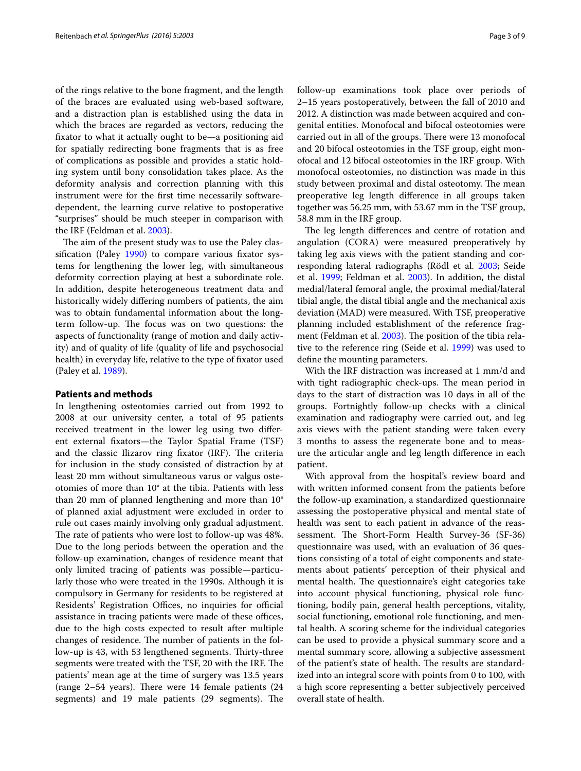of the rings relative to the bone fragment, and the length of the braces are evaluated using web-based software, and a distraction plan is established using the data in which the braces are regarded as vectors, reducing the fixator to what it actually ought to be—a positioning aid for spatially redirecting bone fragments that is as free of complications as possible and provides a static holding system until bony consolidation takes place. As the deformity analysis and correction planning with this instrument were for the first time necessarily software-dependent, the learning curve relative to postoperative "surprises" should be much steeper in comparison with the IRF (Feldman et al. 2003).

The aim of the present study was to use the Paley classification (Paley 1990) to compare various fixator systems for lengthening the lower leg, with simultaneous deformity correction playing at best a subordinate role. In addition, despite heterogeneous treatment data and historically widely differing numbers of patients, the aim was to obtain fundamental information about the long-term follow-up. The focus was on two questions: the aspects of functionality (range of motion and daily activity) and of quality of life (quality of life and psychosocial health) in everyday life, relative to the type of fixator used (Paley et al. 1989).

## Patients and methods

In lengthening osteotomies carried out from 1992 to 2008 at our university center, a total of 95 patients received treatment in the lower leg using two different external fixators—the Taylor Spatial Frame (TSF) and the classic Ilizarov ring fixator (IRF). The criteria for inclusion in the study consisted of distraction by at least 20 mm without simultaneous varus or valgus osteotomies of more than 10° at the tibia. Patients with less than 20 mm of planned lengthening and more than 10° of planned axial adjustment were excluded in order to rule out cases mainly involving only gradual adjustment. The rate of patients who were lost to follow-up was 48%. Due to the long periods between the operation and the follow-up examination, changes of residence meant that only limited tracing of patients was possible—particularly those who were treated in the 1990s. Although it is compulsory in Germany for residents to be registered at Residents' Registration Offices, no inquiries for official assistance in tracing patients were made of these offices, due to the high costs expected to result after multiple changes of residence. The number of patients in the follow-up is 43, with 53 lengthened segments. Thirty-three segments were treated with the TSF, 20 with the IRF. The patients' mean age at the time of surgery was 13.5 years (range 2–54 years). There were 14 female patients (24 segments) and 19 male patients (29 segments). The follow-up examinations took place over periods of 2–15 years postoperatively, between the fall of 2010 and 2012. A distinction was made between acquired and congenital entities. Monofocal and bifocal osteotomies were carried out in all of the groups. There were 13 monofocal and 20 bifocal osteotomies in the TSF group, eight monofocal and 12 bifocal osteotomies in the IRF group. With monofocal osteotomies, no distinction was made in this study between proximal and distal osteotomy. The mean preoperative leg length difference in all groups taken together was 56.25 mm, with 53.67 mm in the TSF group, 58.8 mm in the IRF group.

The leg length differences and centre of rotation and angulation (CORA) were measured preoperatively by taking leg axis views with the patient standing and corresponding lateral radiographs (Rödl et al. 2003; Seide et al. 1999; Feldman et al. 2003). In addition, the distal medial/lateral femoral angle, the proximal medial/lateral tibial angle, the distal tibial angle and the mechanical axis deviation (MAD) were measured. With TSF, preoperative planning included establishment of the reference fragment (Feldman et al. 2003). The position of the tibia relative to the reference ring (Seide et al. 1999) was used to define the mounting parameters.

With the IRF distraction was increased at 1 mm/d and with tight radiographic check-ups. The mean period in days to the start of distraction was 10 days in all of the groups. Fortnightly follow-up checks with a clinical examination and radiography were carried out, and leg axis views with the patient standing were taken every 3 months to assess the regenerate bone and to measure the articular angle and leg length difference in each patient.

With approval from the hospital's review board and with written informed consent from the patients before the follow-up examination, a standardized questionnaire assessing the postoperative physical and mental state of health was sent to each patient in advance of the reassessment. The Short-Form Health Survey-36 (SF-36) questionnaire was used, with an evaluation of 36 questions consisting of a total of eight components and statements about patients' perception of their physical and mental health. The questionnaire's eight categories take into account physical functioning, physical role functioning, bodily pain, general health perceptions, vitality, social functioning, emotional role functioning, and mental health. A scoring scheme for the individual categories can be used to provide a physical summary score and a mental summary score, allowing a subjective assessment of the patient's state of health. The results are standardized into an integral score with points from 0 to 100, with a high score representing a better subjectively perceived overall state of health.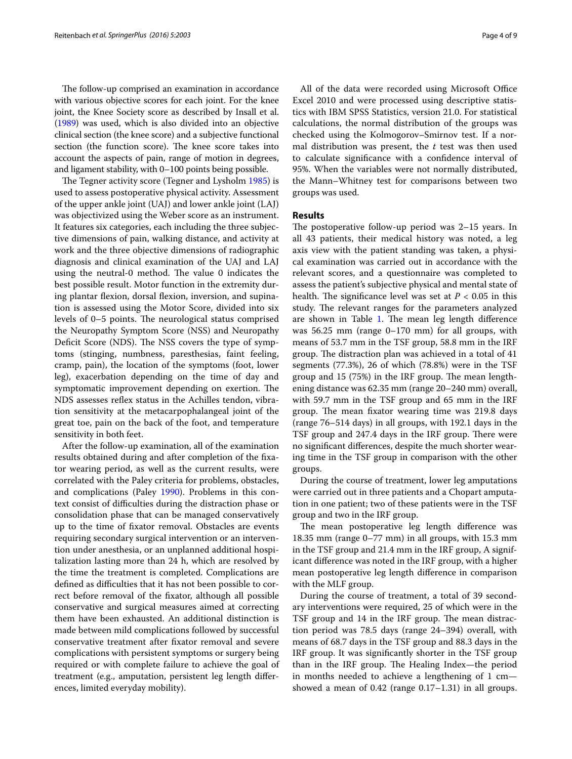The follow-up comprised an examination in accordance with various objective scores for each joint. For the knee joint, the Knee Society score as described by Insall et al. (1989) was used, which is also divided into an objective clinical section (the knee score) and a subjective functional section (the function score). The knee score takes into account the aspects of pain, range of motion in degrees, and ligament stability, with 0–100 points being possible.

The Tegner activity score (Tegner and Lysholm 1985) is used to assess postoperative physical activity. Assessment of the upper ankle joint (UAJ) and lower ankle joint (LAJ) was objectivized using the Weber score as an instrument. It features six categories, each including the three subjective dimensions of pain, walking distance, and activity at work and the three objective dimensions of radiographic diagnosis and clinical examination of the UAJ and LAJ using the neutral-0 method. The value 0 indicates the best possible result. Motor function in the extremity during plantar flexion, dorsal flexion, inversion, and supination is assessed using the Motor Score, divided into six levels of 0–5 points. The neurological status comprised the Neuropathy Symptom Score (NSS) and Neuropathy Deficit Score (NDS). The NSS covers the type of symptoms (stinging, numbness, paresthesias, faint feeling, cramp, pain), the location of the symptoms (foot, lower leg), exacerbation depending on the time of day and symptomatic improvement depending on exertion. The NDS assesses reflex status in the Achilles tendon, vibration sensitivity at the metacarpophalangeal joint of the great toe, pain on the back of the foot, and temperature sensitivity in both feet.

After the follow-up examination, all of the examination results obtained during and after completion of the fixator wearing period, as well as the current results, were correlated with the Paley criteria for problems, obstacles, and complications (Paley 1990). Problems in this context consist of difficulties during the distraction phase or consolidation phase that can be managed conservatively up to the time of fixator removal. Obstacles are events requiring secondary surgical intervention or an intervention under anesthesia, or an unplanned additional hospitalization lasting more than 24 h, which are resolved by the time the treatment is completed. Complications are defined as difficulties that it has not been possible to correct before removal of the fixator, although all possible conservative and surgical measures aimed at correcting them have been exhausted. An additional distinction is made between mild complications followed by successful conservative treatment after fixator removal and severe complications with persistent symptoms or surgery being required or with complete failure to achieve the goal of treatment (e.g., amputation, persistent leg length differences, limited everyday mobility).

All of the data were recorded using Microsoft Office Excel 2010 and were processed using descriptive statistics with IBM SPSS Statistics, version 21.0. For statistical calculations, the normal distribution of the groups was checked using the Kolmogorov–Smirnov test. If a normal distribution was present, the *t* test was then used to calculate significance with a confidence interval of 95%. When the variables were not normally distributed, the Mann–Whitney test for comparisons between two groups was used.

## Results

The postoperative follow-up period was 2–15 years. In all 43 patients, their medical history was noted, a leg axis view with the patient standing was taken, a physical examination was carried out in accordance with the relevant scores, and a questionnaire was completed to assess the patient's subjective physical and mental state of health. The significance level was set at $P < 0.05$ in this study. The relevant ranges for the parameters analyzed are shown in Table 1. The mean leg length difference was 56.25 mm (range 0–170 mm) for all groups, with means of 53.7 mm in the TSF group, 58.8 mm in the IRF group. The distraction plan was achieved in a total of 41 segments (77.3%), 26 of which (78.8%) were in the TSF group and 15 (75%) in the IRF group. The mean lengthening distance was 62.35 mm (range 20–240 mm) overall, with 59.7 mm in the TSF group and 65 mm in the IRF group. The mean fixator wearing time was 219.8 days (range 76–514 days) in all groups, with 192.1 days in the TSF group and 247.4 days in the IRF group. There were no significant differences, despite the much shorter wearing time in the TSF group in comparison with the other groups.

During the course of treatment, lower leg amputations were carried out in three patients and a Chopart amputation in one patient; two of these patients were in the TSF group and two in the IRF group.

The mean postoperative leg length difference was 18.35 mm (range 0–77 mm) in all groups, with 15.3 mm in the TSF group and 21.4 mm in the IRF group, A significant difference was noted in the IRF group, with a higher mean postoperative leg length difference in comparison with the MLF group.

During the course of treatment, a total of 39 secondary interventions were required, 25 of which were in the TSF group and 14 in the IRF group. The mean distraction period was 78.5 days (range 24–394) overall, with means of 68.7 days in the TSF group and 88.3 days in the IRF group. It was significantly shorter in the TSF group than in the IRF group. The Healing Index—the period in months needed to achieve a lengthening of 1 cm—showed a mean of 0.42 (range 0.17–1.31) in all groups.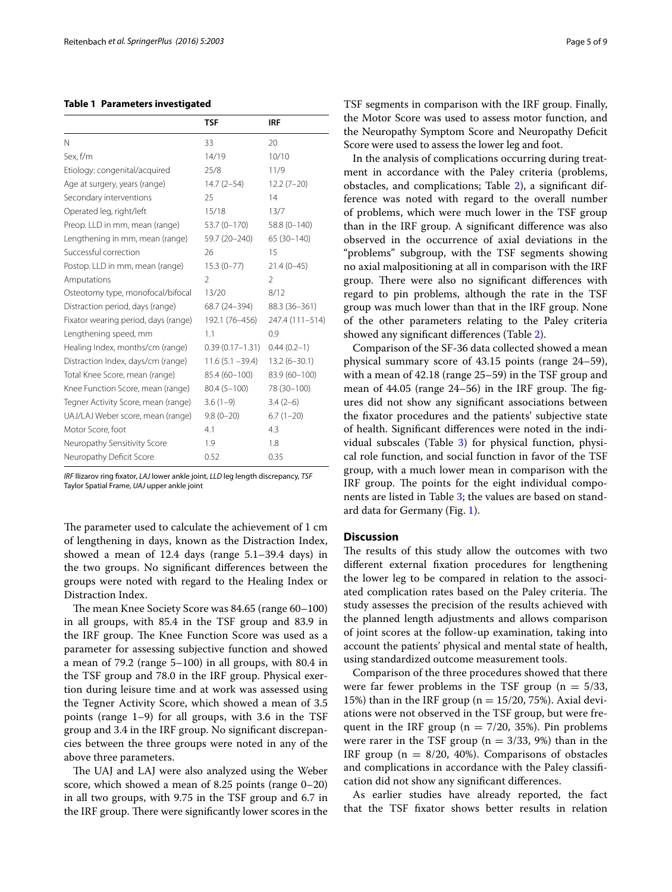**Table 1 Parameters investigated**

| | TSF | IRF |
|---|---|---|
| N | 33 | 20 |
| Sex, f/m | 14/19 | 10/10 |
| Etiology: congenital/acquired | 25/8 | 11/9 |
| Age at surgery, years (range) | 14.7 (2–54) | 12.2 (7–20) |
| Secondary interventions | 25 | 14 |
| Operated leg, right/left | 15/18 | 13/7 |
| Preop. LLD in mm, mean (range) | 53.7 (0–170) | 58.8 (0–140) |
| Lengthening in mm, mean (range) | 59.7 (20–240) | 65 (30–140) |
| Successful correction | 26 | 15 |
| Postop. LLD in mm, mean (range) | 15.3 (0–77) | 21.4 (0–45) |
| Amputations | 2 | 2 |
| Osteotomy type, monofocal/bifocal | 13/20 | 8/12 |
| Distraction period, days (range) | 68.7 (24–394) | 88.3 (36–361) |
| Fixator wearing period, days (range) | 192.1 (76–456) | 247.4 (111–514) |
| Lengthening speed, mm | 1.1 | 0.9 |
| Healing Index, months/cm (range) | 0.39 (0.17–1.31) | 0.44 (0.2–1) |
| Distraction Index, days/cm (range) | 11.6 (5.1 –39.4) | 13.2 (6–30.1) |
| Total Knee Score, mean (range) | 85.4 (60–100) | 83.9 (60–100) |
| Knee Function Score, mean (range) | 80.4 (5–100) | 78 (30–100) |
| Tegner Activity Score, mean (range) | 3.6 (1–9) | 3.4 (2–6) |
| UAJ/LAJ Weber score, mean (range) | 9.8 (0–20) | 6.7 (1–20) |
| Motor Score, foot | 4.1 | 4.3 |
| Neuropathy Sensitivity Score | 1.9 | 1.8 |
| Neuropathy Deficit Score | 0.52 | 0.35 |

*IRF* Ilizarov ring fixator, *LAJ* lower ankle joint, *LLD* leg length discrepancy, *TSF* Taylor Spatial Frame, *UAJ* upper ankle joint

The parameter used to calculate the achievement of 1 cm of lengthening in days, known as the Distraction Index, showed a mean of 12.4 days (range 5.1–39.4 days) in the two groups. No significant differences between the groups were noted with regard to the Healing Index or Distraction Index.

The mean Knee Society Score was 84.65 (range 60–100) in all groups, with 85.4 in the TSF group and 83.9 in the IRF group. The Knee Function Score was used as a parameter for assessing subjective function and showed a mean of 79.2 (range 5–100) in all groups, with 80.4 in the TSF group and 78.0 in the IRF group. Physical exertion during leisure time and at work was assessed using the Tegner Activity Score, which showed a mean of 3.5 points (range 1–9) for all groups, with 3.6 in the TSF group and 3.4 in the IRF group. No significant discrepancies between the three groups were noted in any of the above three parameters.

The UAJ and LAJ were also analyzed using the Weber score, which showed a mean of 8.25 points (range 0–20) in all two groups, with 9.75 in the TSF group and 6.7 in the IRF group. There were significantly lower scores in the TSF segments in comparison with the IRF group. Finally, the Motor Score was used to assess motor function, and the Neuropathy Symptom Score and Neuropathy Deficit Score were used to assess the lower leg and foot.

In the analysis of complications occurring during treatment in accordance with the Paley criteria (problems, obstacles, and complications; Table 2), a significant difference was noted with regard to the overall number of problems, which were much lower in the TSF group than in the IRF group. A significant difference was also observed in the occurrence of axial deviations in the "problems" subgroup, with the TSF segments showing no axial malpositioning at all in comparison with the IRF group. There were also no significant differences with regard to pin problems, although the rate in the TSF group was much lower than that in the IRF group. None of the other parameters relating to the Paley criteria showed any significant differences (Table 2).

Comparison of the SF-36 data collected showed a mean physical summary score of 43.15 points (range 24–59), with a mean of 42.18 (range 25–59) in the TSF group and mean of 44.05 (range 24–56) in the IRF group. The figures did not show any significant associations between the fixator procedures and the patients' subjective state of health. Significant differences were noted in the individual subscales (Table 3) for physical function, physical role function, and social function in favor of the TSF group, with a much lower mean in comparison with the IRF group. The points for the eight individual components are listed in Table 3; the values are based on standard data for Germany (Fig. 1).

## Discussion

The results of this study allow the outcomes with two different external fixation procedures for lengthening the lower leg to be compared in relation to the associated complication rates based on the Paley criteria. The study assesses the precision of the results achieved with the planned length adjustments and allows comparison of joint scores at the follow-up examination, taking into account the patients' physical and mental state of health, using standardized outcome measurement tools.

Comparison of the three procedures showed that there were far fewer problems in the TSF group (n = 5/33, 15%) than in the IRF group (n = 15/20, 75%). Axial deviations were not observed in the TSF group, but were frequent in the IRF group (n = 7/20, 35%). Pin problems were rarer in the TSF group (n = 3/33, 9%) than in the IRF group (n = 8/20, 40%). Comparisons of obstacles and complications in accordance with the Paley classification did not show any significant differences.

As earlier studies have already reported, the fact that the TSF fixator shows better results in relation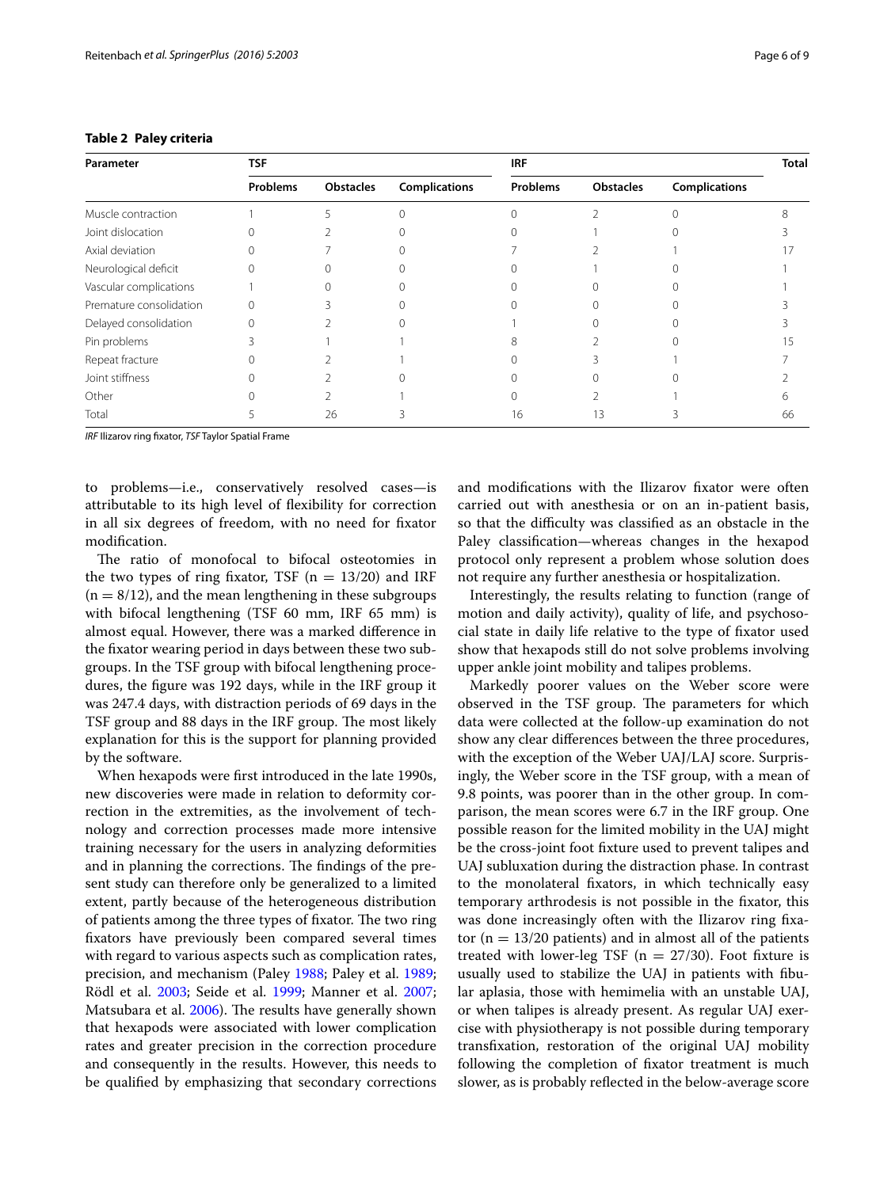**Table 2 Paley criteria**

| Parameter | TSF | | | IRF | | | Total |
|---|---|---|---|---|---|---|---|
| | Problems | Obstacles | Complications | Problems | Obstacles | Complications | |
| Muscle contraction | 1 | 5 | 0 | 0 | 2 | 0 | 8 |
| Joint dislocation | 0 | 2 | 0 | 0 | 1 | 0 | 3 |
| Axial deviation | 0 | 7 | 0 | 7 | 2 | 1 | 17 |
| Neurological deficit | 0 | 0 | 0 | 0 | 1 | 0 | 1 |
| Vascular complications | 1 | 0 | 0 | 0 | 0 | 0 | 1 |
| Premature consolidation | 0 | 3 | 0 | 0 | 0 | 0 | 3 |
| Delayed consolidation | 0 | 2 | 0 | 1 | 0 | 0 | 3 |
| Pin problems | 3 | 1 | 1 | 8 | 2 | 0 | 15 |
| Repeat fracture | 0 | 2 | 1 | 0 | 3 | 1 | 7 |
| Joint stiffness | 0 | 2 | 0 | 0 | 0 | 0 | 2 |
| Other | 0 | 2 | 1 | 0 | 2 | 1 | 6 |
| Total | 5 | 26 | 3 | 16 | 13 | 3 | 66 |

*IRF* Ilizarov ring fixator, *TSF* Taylor Spatial Frame

to problems—i.e., conservatively resolved cases—is attributable to its high level of flexibility for correction in all six degrees of freedom, with no need for fixator modification.

The ratio of monofocal to bifocal osteotomies in the two types of ring fixator, TSF ($n = 13/20$) and IRF ($n = 8/12$), and the mean lengthening in these subgroups with bifocal lengthening (TSF 60 mm, IRF 65 mm) is almost equal. However, there was a marked difference in the fixator wearing period in days between these two subgroups. In the TSF group with bifocal lengthening procedures, the figure was 192 days, while in the IRF group it was 247.4 days, with distraction periods of 69 days in the TSF group and 88 days in the IRF group. The most likely explanation for this is the support for planning provided by the software.

When hexapods were first introduced in the late 1990s, new discoveries were made in relation to deformity correction in the extremities, as the involvement of technology and correction processes made more intensive training necessary for the users in analyzing deformities and in planning the corrections. The findings of the present study can therefore only be generalized to a limited extent, partly because of the heterogeneous distribution of patients among the three types of fixator. The two ring fixators have previously been compared several times with regard to various aspects such as complication rates, precision, and mechanism (Paley 1988; Paley et al. 1989; Rödl et al. 2003; Seide et al. 1999; Manner et al. 2007; Matsubara et al. 2006). The results have generally shown that hexapods were associated with lower complication rates and greater precision in the correction procedure and consequently in the results. However, this needs to be qualified by emphasizing that secondary corrections and modifications with the Ilizarov fixator were often carried out with anesthesia or on an in-patient basis, so that the difficulty was classified as an obstacle in the Paley classification—whereas changes in the hexapod protocol only represent a problem whose solution does not require any further anesthesia or hospitalization.

Interestingly, the results relating to function (range of motion and daily activity), quality of life, and psychosocial state in daily life relative to the type of fixator used show that hexapods still do not solve problems involving upper ankle joint mobility and talipes problems.

Markedly poorer values on the Weber score were observed in the TSF group. The parameters for which data were collected at the follow-up examination do not show any clear differences between the three procedures, with the exception of the Weber UAJ/LAJ score. Surprisingly, the Weber score in the TSF group, with a mean of 9.8 points, was poorer than in the other group. In comparison, the mean scores were 6.7 in the IRF group. One possible reason for the limited mobility in the UAJ might be the cross-joint foot fixture used to prevent talipes and UAJ subluxation during the distraction phase. In contrast to the monolateral fixators, in which technically easy temporary arthrodesis is not possible in the fixator, this was done increasingly often with the Ilizarov ring fixator ($n = 13/20$ patients) and in almost all of the patients treated with lower-leg TSF ($n = 27/30$). Foot fixture is usually used to stabilize the UAJ in patients with fibular aplasia, those with hemimelia with an unstable UAJ, or when talipes is already present. As regular UAJ exercise with physiotherapy is not possible during temporary transfixation, restoration of the original UAJ mobility following the completion of fixator treatment is much slower, as is probably reflected in the below-average score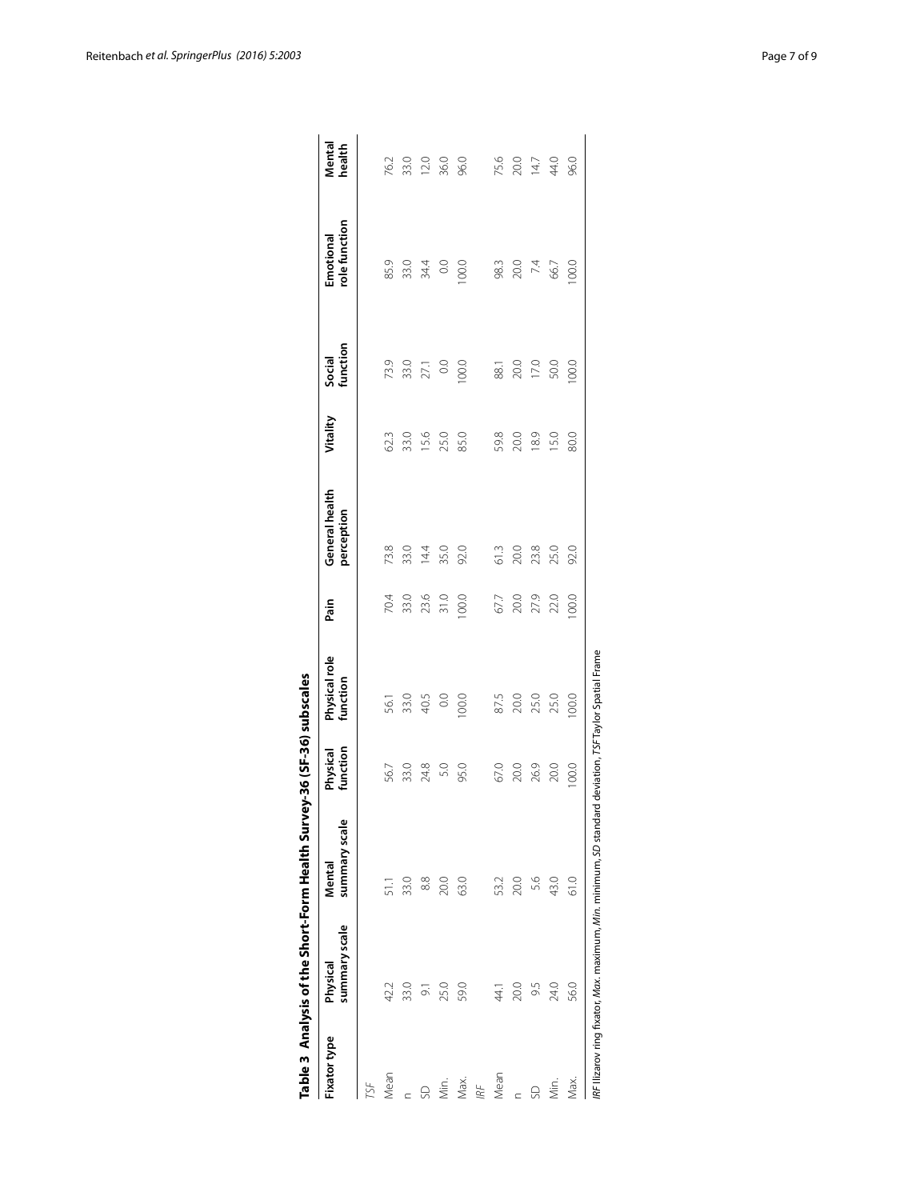**Table 3 Analysis of the Short-Form Health Survey-36 (SF-36) subscales**

| Fixator type | Physical summary scale | Mental summary scale | Physical function | Physical role function | Pain | General health perception | Vitality | Social function | Emotional role function | Mental health |
|---|---|---|---|---|---|---|---|---|---|---|
| *TSF* | | | | | | | | | | |
| Mean | 42.2 | 51.1 | 56.7 | 56.1 | 70.4 | 73.8 | 62.3 | 73.9 | 85.9 | 76.2 |
| n | 33.0 | 33.0 | 33.0 | 33.0 | 33.0 | 33.0 | 33.0 | 33.0 | 33.0 | 33.0 |
| SD | 9.1 | 8.8 | 24.8 | 40.5 | 23.6 | 14.4 | 15.6 | 27.1 | 34.4 | 12.0 |
| Min. | 25.0 | 20.0 | 5.0 | 0.0 | 31.0 | 35.0 | 25.0 | 0.0 | 0.0 | 36.0 |
| Max. | 59.0 | 63.0 | 95.0 | 100.0 | 100.0 | 92.0 | 85.0 | 100.0 | 100.0 | 96.0 |
| *IRF* | | | | | | | | | | |
| Mean | 44.1 | 53.2 | 67.0 | 87.5 | 67.7 | 61.3 | 59.8 | 88.1 | 98.3 | 75.6 |
| n | 20.0 | 20.0 | 20.0 | 20.0 | 20.0 | 20.0 | 20.0 | 20.0 | 20.0 | 20.0 |
| SD | 9.5 | 5.6 | 26.9 | 25.0 | 27.9 | 23.8 | 18.9 | 17.0 | 7.4 | 14.7 |
| Min. | 24.0 | 43.0 | 20.0 | 25.0 | 22.0 | 25.0 | 15.0 | 50.0 | 66.7 | 44.0 |
| Max. | 56.0 | 61.0 | 100.0 | 100.0 | 100.0 | 92.0 | 80.0 | 100.0 | 100.0 | 96.0 |

*IRF* Ilizarov ring fixator, *Max.* maximum, *Min.* minimum, *SD* standard deviation, *TSF* Taylor Spatial Frame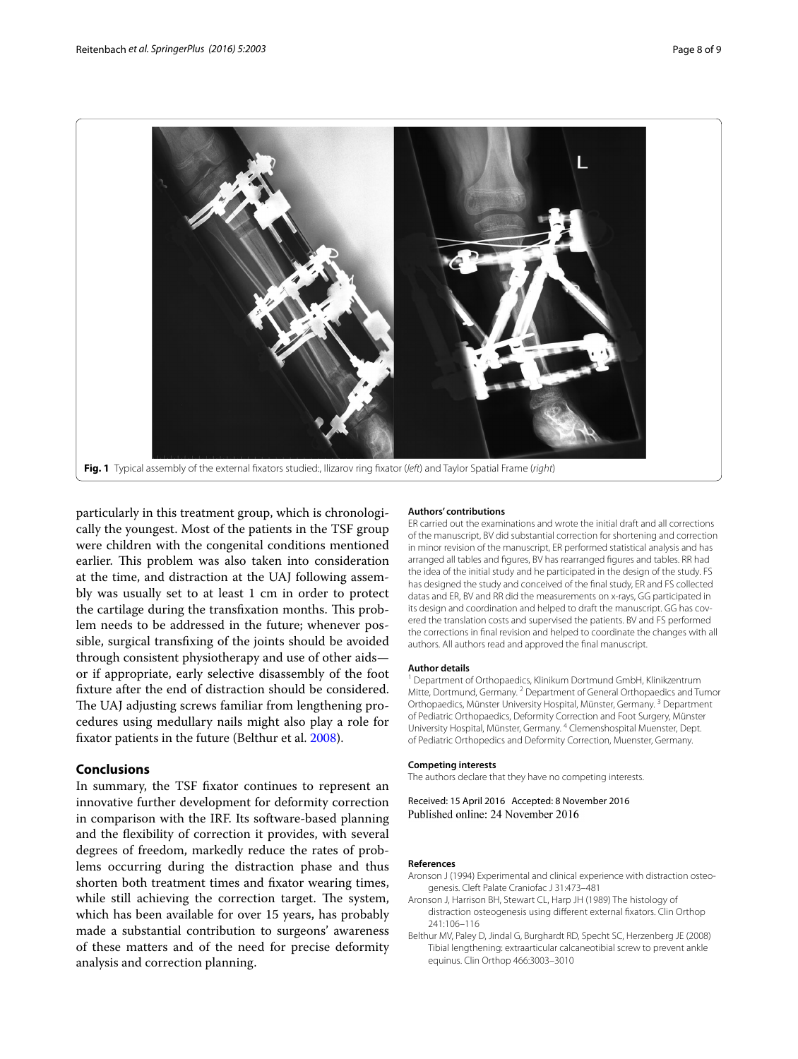Fig. 1 Typical assembly of the external fixators studied:, Ilizarov ring fixator (*left*) and Taylor Spatial Frame (*right*)

particularly in this treatment group, which is chronologically the youngest. Most of the patients in the TSF group were children with the congenital conditions mentioned earlier. This problem was also taken into consideration at the time, and distraction at the UAJ following assembly was usually set to at least 1 cm in order to protect the cartilage during the transfixation months. This problem needs to be addressed in the future; whenever possible, surgical transfixing of the joints should be avoided through consistent physiotherapy and use of other aids—or if appropriate, early selective disassembly of the foot fixture after the end of distraction should be considered. The UAJ adjusting screws familiar from lengthening procedures using medullary nails might also play a role for fixator patients in the future (Belthur et al. 2008).

## Conclusions

In summary, the TSF fixator continues to represent an innovative further development for deformity correction in comparison with the IRF. Its software-based planning and the flexibility of correction it provides, with several degrees of freedom, markedly reduce the rates of problems occurring during the distraction phase and thus shorten both treatment times and fixator wearing times, while still achieving the correction target. The system, which has been available for over 15 years, has probably made a substantial contribution to surgeons' awareness of these matters and of the need for precise deformity analysis and correction planning.

#### Authors' contributions

ER carried out the examinations and wrote the initial draft and all corrections of the manuscript, BV did substantial correction for shortening and correction in minor revision of the manuscript, ER performed statistical analysis and has arranged all tables and figures, BV has rearranged figures and tables. RR had the idea of the initial study and he participated in the design of the study. FS has designed the study and conceived of the final study, ER and FS collected datas and ER, BV and RR did the measurements on x-rays, GG participated in its design and coordination and helped to draft the manuscript. GG has covered the translation costs and supervised the patients. BV and FS performed the corrections in final revision and helped to coordinate the changes with all authors. All authors read and approved the final manuscript.

#### Author details

[1] Department of Orthopaedics, Klinikum Dortmund GmbH, Klinikzentrum Mitte, Dortmund, Germany. [2] Department of General Orthopaedics and Tumor Orthopaedics, Münster University Hospital, Münster, Germany. [3] Department of Pediatric Orthopaedics, Deformity Correction and Foot Surgery, Münster University Hospital, Münster, Germany. [4] Clemenshospital Muenster, Dept. of Pediatric Orthopedics and Deformity Correction, Muenster, Germany.

#### Competing interests

The authors declare that they have no competing interests.

Received: 15 April 2016 Accepted: 8 November 2016
Published online: 24 November 2016

#### References

Aronson J (1994) Experimental and clinical experience with distraction osteogenesis. Cleft Palate Craniofac J 31:473–481

Aronson J, Harrison BH, Stewart CL, Harp JH (1989) The histology of distraction osteogenesis using different external fixators. Clin Orthop 241:106–116

Belthur MV, Paley D, Jindal G, Burghardt RD, Specht SC, Herzenberg JE (2008) Tibial lengthening: extraarticular calcaneotibial screw to prevent ankle equinus. Clin Orthop 466:3003–3010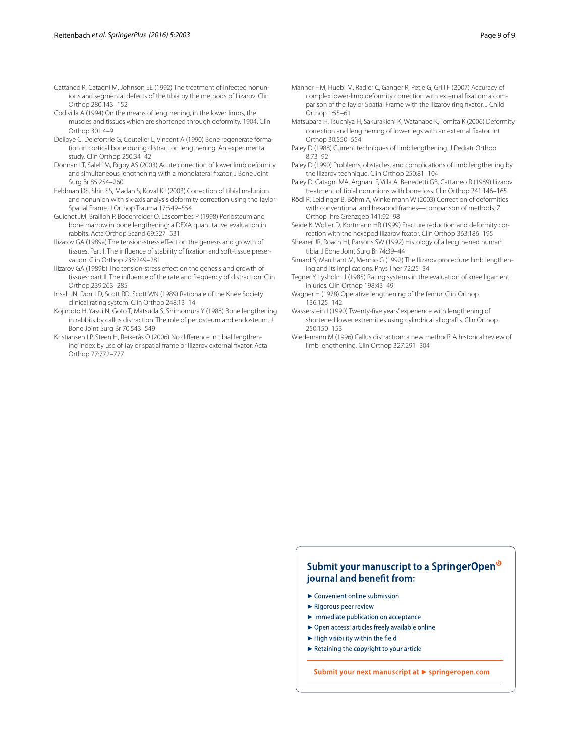Cattaneo R, Catagni M, Johnson EE (1992) The treatment of infected nonunions and segmental defects of the tibia by the methods of Ilizarov. Clin Orthop 280:143–152

Codivilla A (1994) On the means of lengthening, in the lower limbs, the muscles and tissues which are shortened through deformity. 1904. Clin Orthop 301:4–9

Delloye C, Delefortrie G, Coutelier L, Vincent A (1990) Bone regenerate formation in cortical bone during distraction lengthening. An experimental study. Clin Orthop 250:34–42

Donnan LT, Saleh M, Rigby AS (2003) Acute correction of lower limb deformity and simultaneous lengthening with a monolateral fixator. J Bone Joint Surg Br 85:254–260

Feldman DS, Shin SS, Madan S, Koval KJ (2003) Correction of tibial malunion and nonunion with six-axis analysis deformity correction using the Taylor Spatial Frame. J Orthop Trauma 17:549–554

Guichet JM, Braillon P, Bodenreider O, Lascombes P (1998) Periosteum and bone marrow in bone lengthening: a DEXA quantitative evaluation in rabbits. Acta Orthop Scand 69:527–531

Ilizarov GA (1989a) The tension-stress effect on the genesis and growth of tissues. Part I. The influence of stability of fixation and soft-tissue preservation. Clin Orthop 238:249–281

Ilizarov GA (1989b) The tension-stress effect on the genesis and growth of tissues: part II. The influence of the rate and frequency of distraction. Clin Orthop 239:263–285

Insall JN, Dorr LD, Scott RD, Scott WN (1989) Rationale of the Knee Society clinical rating system. Clin Orthop 248:13–14

Kojimoto H, Yasui N, Goto T, Matsuda S, Shimomura Y (1988) Bone lengthening in rabbits by callus distraction. The role of periosteum and endosteum. J Bone Joint Surg Br 70:543–549

Kristiansen LP, Steen H, Reikerås O (2006) No difference in tibial lengthening index by use of Taylor spatial frame or Ilizarov external fixator. Acta Orthop 77:772–777

Manner HM, Huebl M, Radler C, Ganger R, Petje G, Grill F (2007) Accuracy of complex lower-limb deformity correction with external fixation: a comparison of the Taylor Spatial Frame with the Ilizarov ring fixator. J Child Orthop 1:55–61

Matsubara H, Tsuchiya H, Sakurakichi K, Watanabe K, Tomita K (2006) Deformity correction and lengthening of lower legs with an external fixator. Int Orthop 30:550–554

Paley D (1988) Current techniques of limb lengthening. J Pediatr Orthop 8:73–92

Paley D (1990) Problems, obstacles, and complications of limb lengthening by the Ilizarov technique. Clin Orthop 250:81–104

Paley D, Catagni MA, Argnani F, Villa A, Benedetti GB, Cattaneo R (1989) Ilizarov treatment of tibial nonunions with bone loss. Clin Orthop 241:146–165

Rödl R, Leidinger B, Böhm A, Winkelmann W (2003) Correction of deformities with conventional and hexapod frames—comparison of methods. Z Orthop Ihre Grenzgeb 141:92–98

Seide K, Wolter D, Kortmann HR (1999) Fracture reduction and deformity correction with the hexapod Ilizarov fixator. Clin Orthop 363:186–195

Shearer JR, Roach HI, Parsons SW (1992) Histology of a lengthened human tibia. J Bone Joint Surg Br 74:39–44

Simard S, Marchant M, Mencio G (1992) The Ilizarov procedure: limb lengthening and its implications. Phys Ther 72:25–34

Tegner Y, Lysholm J (1985) Rating systems in the evaluation of knee ligament injuries. Clin Orthop 198:43–49

Wagner H (1978) Operative lengthening of the femur. Clin Orthop 136:125–142

Wasserstein I (1990) Twenty-five years' experience with lengthening of shortened lower extremities using cylindrical allografts. Clin Orthop 250:150–153

Wiedemann M (1996) Callus distraction: a new method? A historical review of limb lengthening. Clin Orthop 327:291–304

**Submit your manuscript to a SpringerOpen journal and benefit from:**

- ► Convenient online submission
- ► Rigorous peer review
- ► Immediate publication on acceptance
- ► Open access: articles freely available online
- ► High visibility within the field
- ► Retaining the copyright to your article

**Submit your next manuscript at ► springeropen.com**